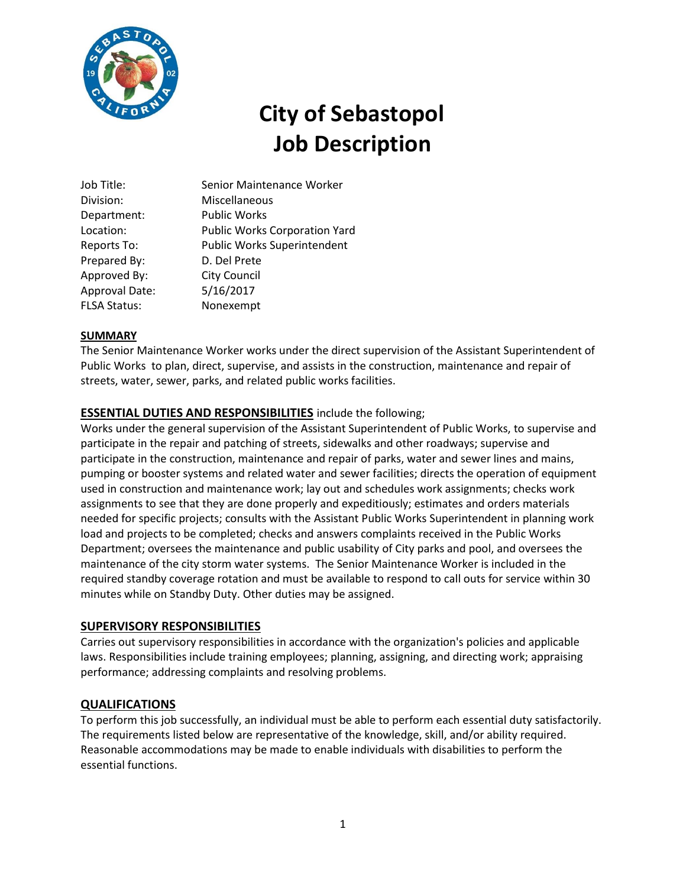# City of Sebastopol
# Job Description

| | |
|---|---|
| Job Title: | Senior Maintenance Worker |
| Division: | Miscellaneous |
| Department: | Public Works |
| Location: | Public Works Corporation Yard |
| Reports To: | Public Works Superintendent |
| Prepared By: | D. Del Prete |
| Approved By: | City Council |
| Approval Date: | 5/16/2017 |
| FLSA Status: | Nonexempt |

## SUMMARY

The Senior Maintenance Worker works under the direct supervision of the Assistant Superintendent of Public Works to plan, direct, supervise, and assists in the construction, maintenance and repair of streets, water, sewer, parks, and related public works facilities.

## ESSENTIAL DUTIES AND RESPONSIBILITIES include the following;

Works under the general supervision of the Assistant Superintendent of Public Works, to supervise and participate in the repair and patching of streets, sidewalks and other roadways; supervise and participate in the construction, maintenance and repair of parks, water and sewer lines and mains, pumping or booster systems and related water and sewer facilities; directs the operation of equipment used in construction and maintenance work; lay out and schedules work assignments; checks work assignments to see that they are done properly and expeditiously; estimates and orders materials needed for specific projects; consults with the Assistant Public Works Superintendent in planning work load and projects to be completed; checks and answers complaints received in the Public Works Department; oversees the maintenance and public usability of City parks and pool, and oversees the maintenance of the city storm water systems. The Senior Maintenance Worker is included in the required standby coverage rotation and must be available to respond to call outs for service within 30 minutes while on Standby Duty. Other duties may be assigned.

## SUPERVISORY RESPONSIBILITIES

Carries out supervisory responsibilities in accordance with the organization's policies and applicable laws. Responsibilities include training employees; planning, assigning, and directing work; appraising performance; addressing complaints and resolving problems.

## QUALIFICATIONS

To perform this job successfully, an individual must be able to perform each essential duty satisfactorily. The requirements listed below are representative of the knowledge, skill, and/or ability required. Reasonable accommodations may be made to enable individuals with disabilities to perform the essential functions.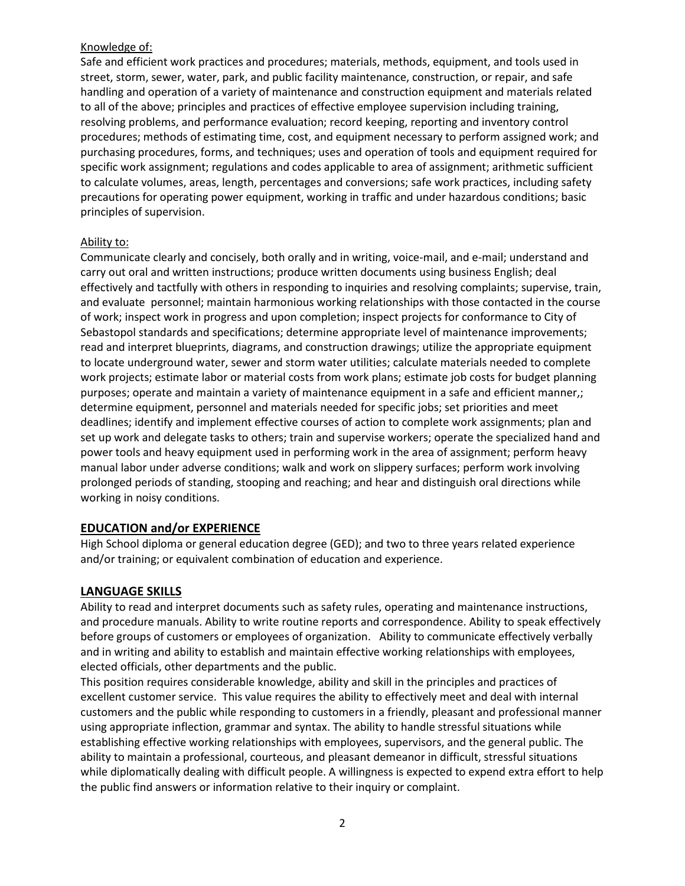Knowledge of:

Safe and efficient work practices and procedures; materials, methods, equipment, and tools used in street, storm, sewer, water, park, and public facility maintenance, construction, or repair, and safe handling and operation of a variety of maintenance and construction equipment and materials related to all of the above; principles and practices of effective employee supervision including training, resolving problems, and performance evaluation; record keeping, reporting and inventory control procedures; methods of estimating time, cost, and equipment necessary to perform assigned work; and purchasing procedures, forms, and techniques; uses and operation of tools and equipment required for specific work assignment; regulations and codes applicable to area of assignment; arithmetic sufficient to calculate volumes, areas, length, percentages and conversions; safe work practices, including safety precautions for operating power equipment, working in traffic and under hazardous conditions; basic principles of supervision.

Ability to:

Communicate clearly and concisely, both orally and in writing, voice-mail, and e-mail; understand and carry out oral and written instructions; produce written documents using business English; deal effectively and tactfully with others in responding to inquiries and resolving complaints; supervise, train, and evaluate personnel; maintain harmonious working relationships with those contacted in the course of work; inspect work in progress and upon completion; inspect projects for conformance to City of Sebastopol standards and specifications; determine appropriate level of maintenance improvements; read and interpret blueprints, diagrams, and construction drawings; utilize the appropriate equipment to locate underground water, sewer and storm water utilities; calculate materials needed to complete work projects; estimate labor or material costs from work plans; estimate job costs for budget planning purposes; operate and maintain a variety of maintenance equipment in a safe and efficient manner,; determine equipment, personnel and materials needed for specific jobs; set priorities and meet deadlines; identify and implement effective courses of action to complete work assignments; plan and set up work and delegate tasks to others; train and supervise workers; operate the specialized hand and power tools and heavy equipment used in performing work in the area of assignment; perform heavy manual labor under adverse conditions; walk and work on slippery surfaces; perform work involving prolonged periods of standing, stooping and reaching; and hear and distinguish oral directions while working in noisy conditions.

## EDUCATION and/or EXPERIENCE

High School diploma or general education degree (GED); and two to three years related experience and/or training; or equivalent combination of education and experience.

## LANGUAGE SKILLS

Ability to read and interpret documents such as safety rules, operating and maintenance instructions, and procedure manuals. Ability to write routine reports and correspondence. Ability to speak effectively before groups of customers or employees of organization. Ability to communicate effectively verbally and in writing and ability to establish and maintain effective working relationships with employees, elected officials, other departments and the public.

This position requires considerable knowledge, ability and skill in the principles and practices of excellent customer service. This value requires the ability to effectively meet and deal with internal customers and the public while responding to customers in a friendly, pleasant and professional manner using appropriate inflection, grammar and syntax. The ability to handle stressful situations while establishing effective working relationships with employees, supervisors, and the general public. The ability to maintain a professional, courteous, and pleasant demeanor in difficult, stressful situations while diplomatically dealing with difficult people. A willingness is expected to expend extra effort to help the public find answers or information relative to their inquiry or complaint.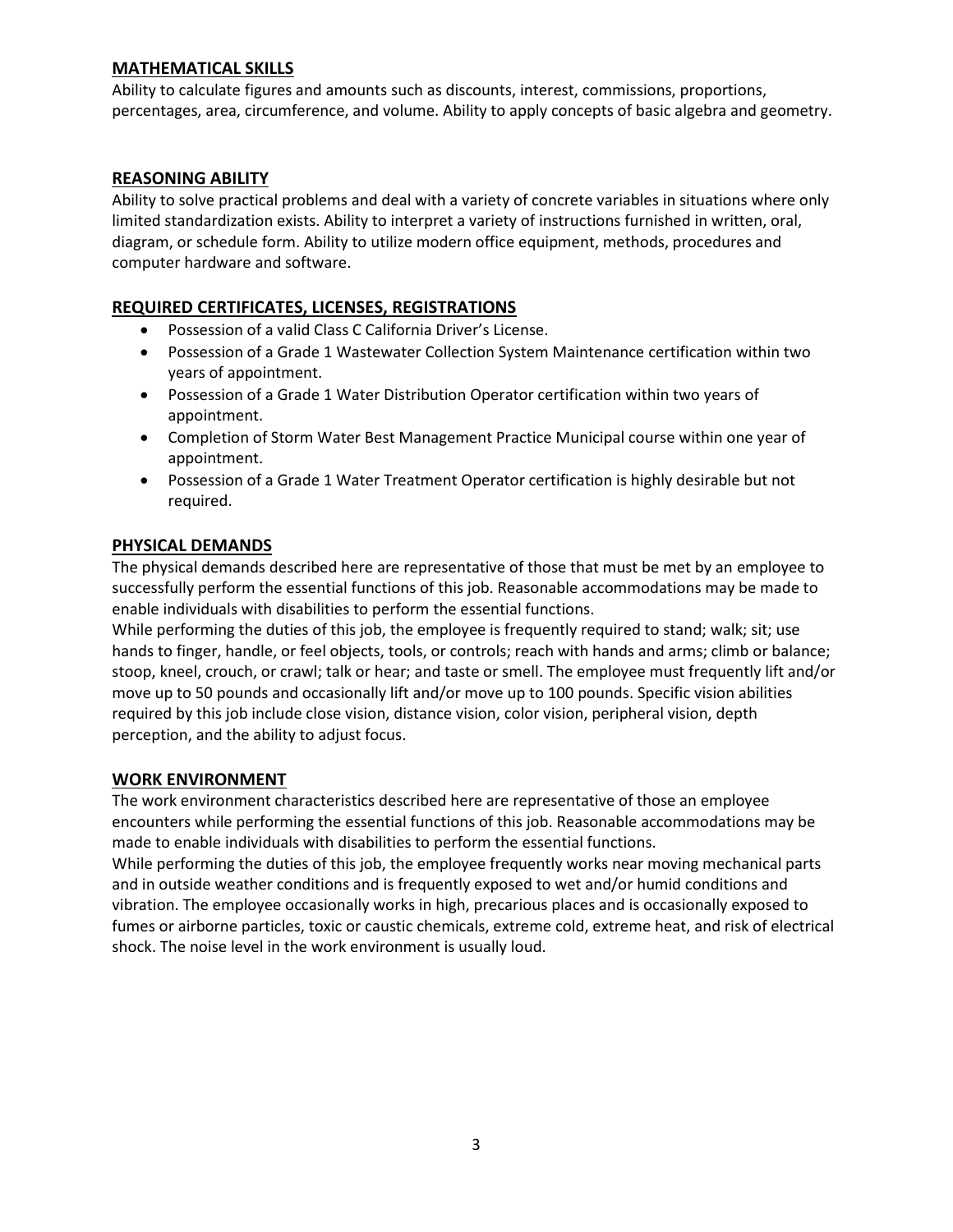## MATHEMATICAL SKILLS

Ability to calculate figures and amounts such as discounts, interest, commissions, proportions, percentages, area, circumference, and volume. Ability to apply concepts of basic algebra and geometry.

## REASONING ABILITY

Ability to solve practical problems and deal with a variety of concrete variables in situations where only limited standardization exists. Ability to interpret a variety of instructions furnished in written, oral, diagram, or schedule form. Ability to utilize modern office equipment, methods, procedures and computer hardware and software.

## REQUIRED CERTIFICATES, LICENSES, REGISTRATIONS

- Possession of a valid Class C California Driver's License.
- Possession of a Grade 1 Wastewater Collection System Maintenance certification within two years of appointment.
- Possession of a Grade 1 Water Distribution Operator certification within two years of appointment.
- Completion of Storm Water Best Management Practice Municipal course within one year of appointment.
- Possession of a Grade 1 Water Treatment Operator certification is highly desirable but not required.

## PHYSICAL DEMANDS

The physical demands described here are representative of those that must be met by an employee to successfully perform the essential functions of this job. Reasonable accommodations may be made to enable individuals with disabilities to perform the essential functions.

While performing the duties of this job, the employee is frequently required to stand; walk; sit; use hands to finger, handle, or feel objects, tools, or controls; reach with hands and arms; climb or balance; stoop, kneel, crouch, or crawl; talk or hear; and taste or smell. The employee must frequently lift and/or move up to 50 pounds and occasionally lift and/or move up to 100 pounds. Specific vision abilities required by this job include close vision, distance vision, color vision, peripheral vision, depth perception, and the ability to adjust focus.

## WORK ENVIRONMENT

The work environment characteristics described here are representative of those an employee encounters while performing the essential functions of this job. Reasonable accommodations may be made to enable individuals with disabilities to perform the essential functions.

While performing the duties of this job, the employee frequently works near moving mechanical parts and in outside weather conditions and is frequently exposed to wet and/or humid conditions and vibration. The employee occasionally works in high, precarious places and is occasionally exposed to fumes or airborne particles, toxic or caustic chemicals, extreme cold, extreme heat, and risk of electrical shock. The noise level in the work environment is usually loud.